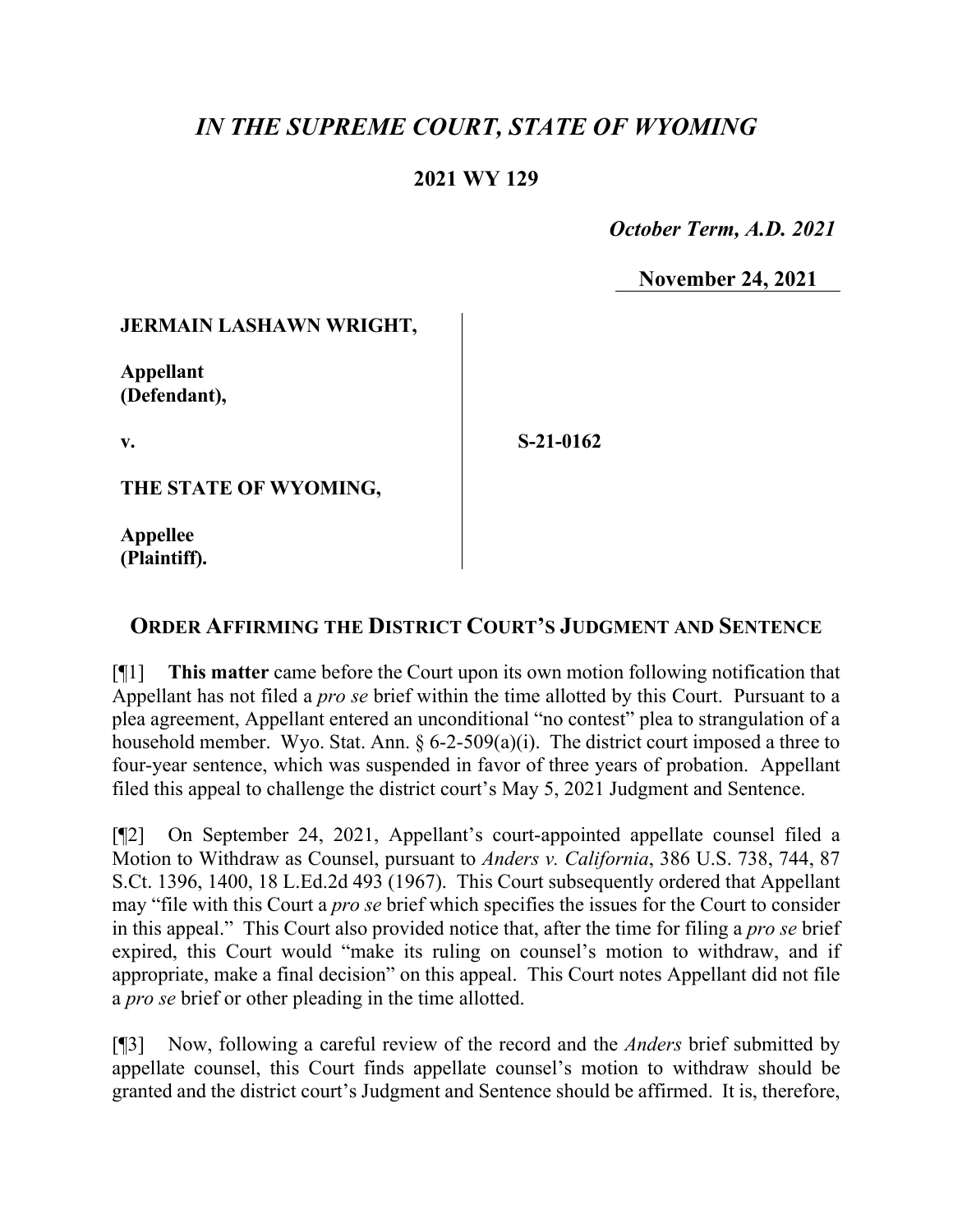# *IN THE SUPREME COURT, STATE OF WYOMING*

## 2021 WY 129

*October Term, A.D. 2021*

**November 24, 2021**

**JERMAIN LASHAWN WRIGHT,**

**Appellant (Defendant),**

**v.**

**S-21-0162**

**THE STATE OF WYOMING,**

**Appellee (Plaintiff).**

## ORDER AFFIRMING THE DISTRICT COURT'S JUDGMENT AND SENTENCE

[¶1] **This matter** came before the Court upon its own motion following notification that Appellant has not filed a *pro se* brief within the time allotted by this Court. Pursuant to a plea agreement, Appellant entered an unconditional "no contest" plea to strangulation of a household member. Wyo. Stat. Ann. § 6-2-509(a)(i). The district court imposed a three to four-year sentence, which was suspended in favor of three years of probation. Appellant filed this appeal to challenge the district court's May 5, 2021 Judgment and Sentence.

[¶2] On September 24, 2021, Appellant's court-appointed appellate counsel filed a Motion to Withdraw as Counsel, pursuant to *Anders v. California*, 386 U.S. 738, 744, 87 S.Ct. 1396, 1400, 18 L.Ed.2d 493 (1967). This Court subsequently ordered that Appellant may "file with this Court a *pro se* brief which specifies the issues for the Court to consider in this appeal." This Court also provided notice that, after the time for filing a *pro se* brief expired, this Court would "make its ruling on counsel's motion to withdraw, and if appropriate, make a final decision" on this appeal. This Court notes Appellant did not file a *pro se* brief or other pleading in the time allotted.

[¶3] Now, following a careful review of the record and the *Anders* brief submitted by appellate counsel, this Court finds appellate counsel's motion to withdraw should be granted and the district court's Judgment and Sentence should be affirmed. It is, therefore,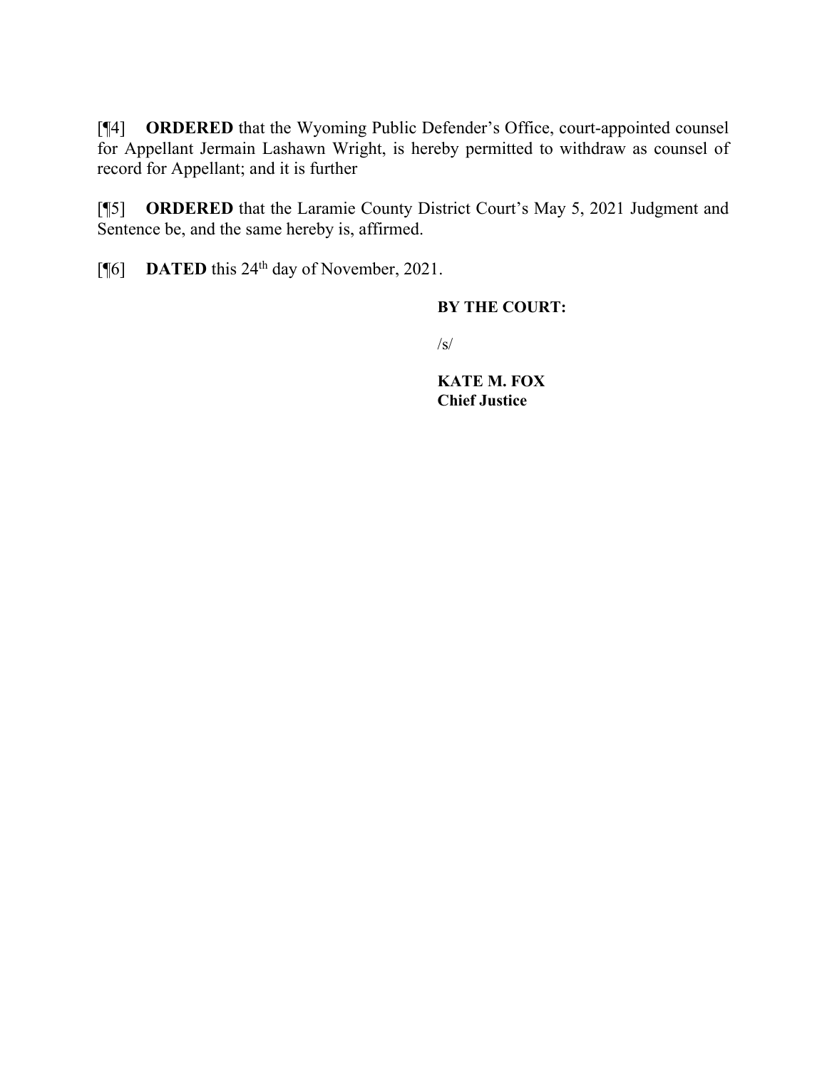[¶4] **ORDERED** that the Wyoming Public Defender's Office, court-appointed counsel for Appellant Jermain Lashawn Wright, is hereby permitted to withdraw as counsel of record for Appellant; and it is further

[¶5] **ORDERED** that the Laramie County District Court's May 5, 2021 Judgment and Sentence be, and the same hereby is, affirmed.

[¶6] **DATED** this 24th day of November, 2021.

**BY THE COURT:**

/s/

**KATE M. FOX**
**Chief Justice**